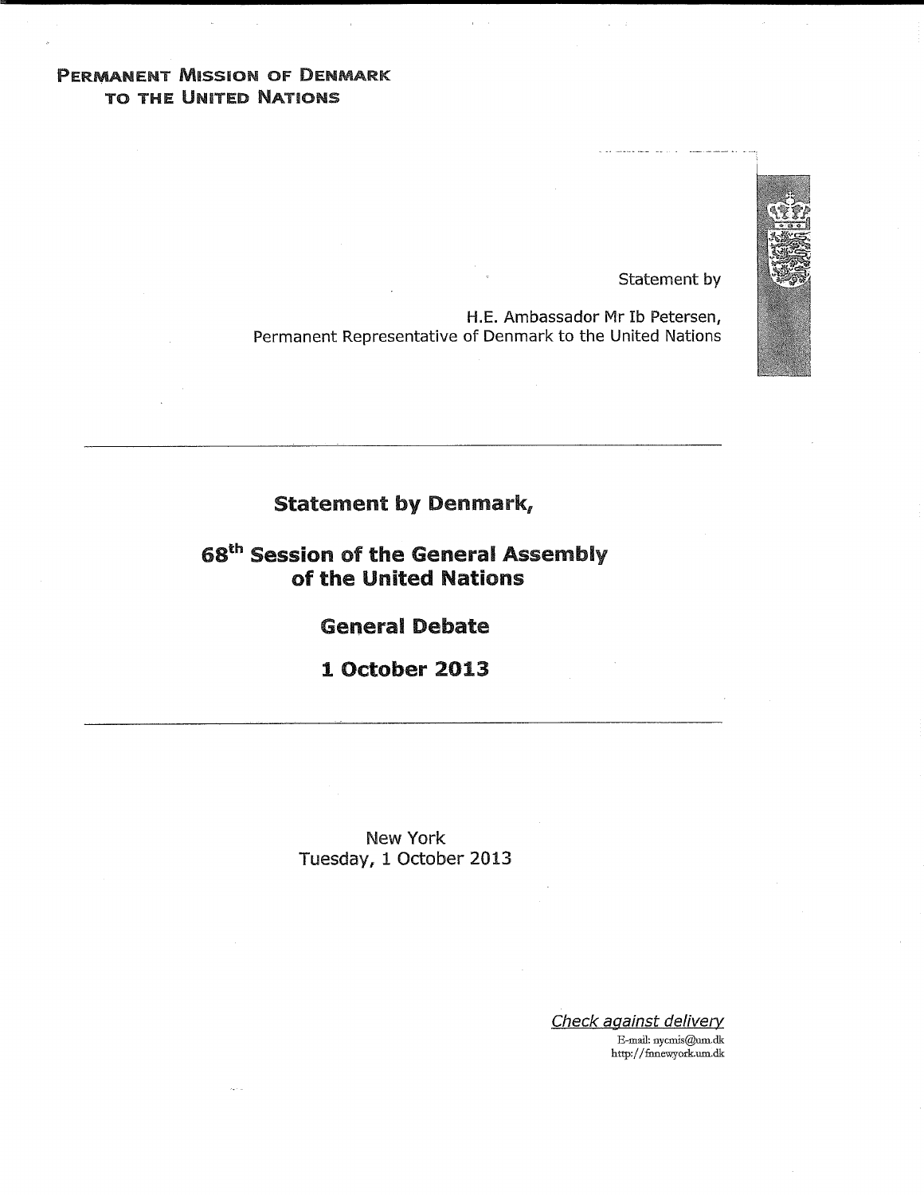**PERMANENT MISSION OF DENMARK TO THE UNITED NATIONS**

Statement by

H.E. Ambassador Mr Ib Petersen,
Permanent Representative of Denmark to the United Nations

---

## Statement by Denmark,

## 68th Session of the General Assembly of the United Nations

## General Debate

## 1 October 2013

---

New York
Tuesday, 1 October 2013

*Check against delivery*

E-mail: nycmis@um.dk
http://fnnewyork.um.dk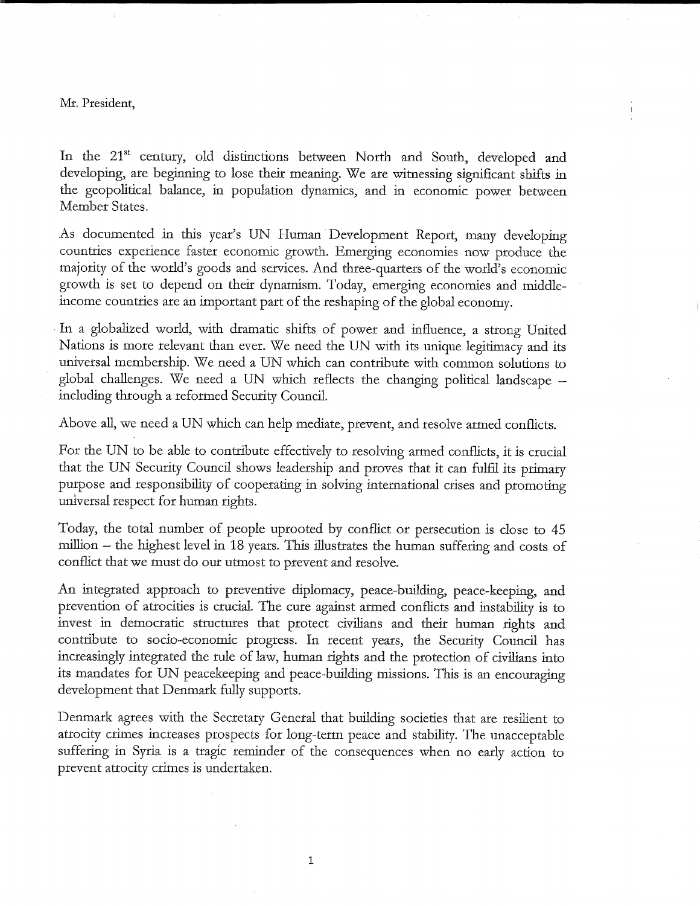Mr. President,

In the 21st century, old distinctions between North and South, developed and developing, are beginning to lose their meaning. We are witnessing significant shifts in the geopolitical balance, in population dynamics, and in economic power between Member States.

As documented in this year's UN Human Development Report, many developing countries experience faster economic growth. Emerging economies now produce the majority of the world's goods and services. And three-quarters of the world's economic growth is set to depend on their dynamism. Today, emerging economies and middle-income countries are an important part of the reshaping of the global economy.

In a globalized world, with dramatic shifts of power and influence, a strong United Nations is more relevant than ever. We need the UN with its unique legitimacy and its universal membership. We need a UN which can contribute with common solutions to global challenges. We need a UN which reflects the changing political landscape – including through a reformed Security Council.

Above all, we need a UN which can help mediate, prevent, and resolve armed conflicts.

For the UN to be able to contribute effectively to resolving armed conflicts, it is crucial that the UN Security Council shows leadership and proves that it can fulfil its primary purpose and responsibility of cooperating in solving international crises and promoting universal respect for human rights.

Today, the total number of people uprooted by conflict or persecution is close to 45 million – the highest level in 18 years. This illustrates the human suffering and costs of conflict that we must do our utmost to prevent and resolve.

An integrated approach to preventive diplomacy, peace-building, peace-keeping, and prevention of atrocities is crucial. The cure against armed conflicts and instability is to invest in democratic structures that protect civilians and their human rights and contribute to socio-economic progress. In recent years, the Security Council has increasingly integrated the rule of law, human rights and the protection of civilians into its mandates for UN peacekeeping and peace-building missions. This is an encouraging development that Denmark fully supports.

Denmark agrees with the Secretary General that building societies that are resilient to atrocity crimes increases prospects for long-term peace and stability. The unacceptable suffering in Syria is a tragic reminder of the consequences when no early action to prevent atrocity crimes is undertaken.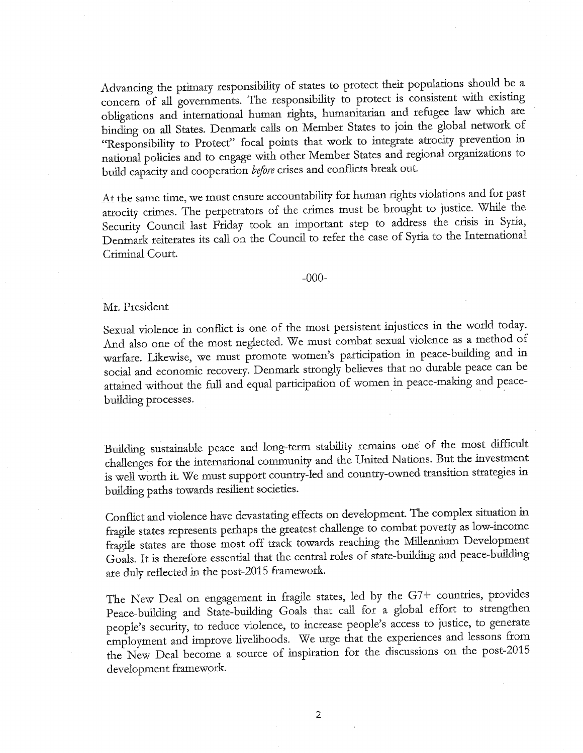Advancing the primary responsibility of states to protect their populations should be a concern of all governments. The responsibility to protect is consistent with existing obligations and international human rights, humanitarian and refugee law which are binding on all States. Denmark calls on Member States to join the global network of "Responsibility to Protect" focal points that work to integrate atrocity prevention in national policies and to engage with other Member States and regional organizations to build capacity and cooperation *before* crises and conflicts break out.

At the same time, we must ensure accountability for human rights violations and for past atrocity crimes. The perpetrators of the crimes must be brought to justice. While the Security Council last Friday took an important step to address the crisis in Syria, Denmark reiterates its call on the Council to refer the case of Syria to the International Criminal Court.

-000-

Mr. President

Sexual violence in conflict is one of the most persistent injustices in the world today. And also one of the most neglected. We must combat sexual violence as a method of warfare. Likewise, we must promote women's participation in peace-building and in social and economic recovery. Denmark strongly believes that no durable peace can be attained without the full and equal participation of women in peace-making and peace-building processes.

Building sustainable peace and long-term stability remains one of the most difficult challenges for the international community and the United Nations. But the investment is well worth it. We must support country-led and country-owned transition strategies in building paths towards resilient societies.

Conflict and violence have devastating effects on development. The complex situation in fragile states represents perhaps the greatest challenge to combat poverty as low-income fragile states are those most off track towards reaching the Millennium Development Goals. It is therefore essential that the central roles of state-building and peace-building are duly reflected in the post-2015 framework.

The New Deal on engagement in fragile states, led by the G7+ countries, provides Peace-building and State-building Goals that call for a global effort to strengthen people's security, to reduce violence, to increase people's access to justice, to generate employment and improve livelihoods. We urge that the experiences and lessons from the New Deal become a source of inspiration for the discussions on the post-2015 development framework.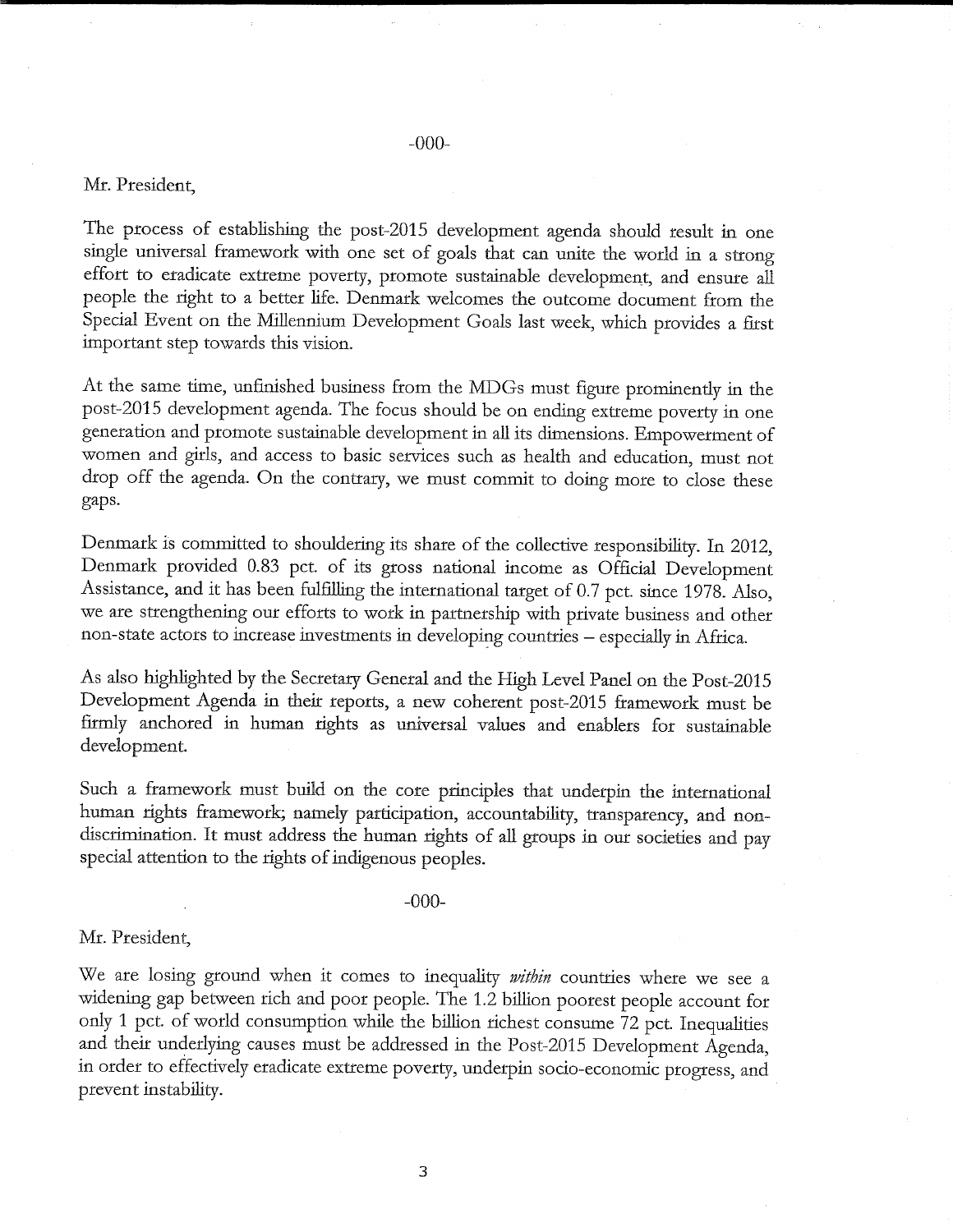-000-

Mr. President,

The process of establishing the post-2015 development agenda should result in one single universal framework with one set of goals that can unite the world in a strong effort to eradicate extreme poverty, promote sustainable development, and ensure all people the right to a better life. Denmark welcomes the outcome document from the Special Event on the Millennium Development Goals last week, which provides a first important step towards this vision.

At the same time, unfinished business from the MDGs must figure prominently in the post-2015 development agenda. The focus should be on ending extreme poverty in one generation and promote sustainable development in all its dimensions. Empowerment of women and girls, and access to basic services such as health and education, must not drop off the agenda. On the contrary, we must commit to doing more to close these gaps.

Denmark is committed to shouldering its share of the collective responsibility. In 2012, Denmark provided 0.83 pct. of its gross national income as Official Development Assistance, and it has been fulfilling the international target of 0.7 pct. since 1978. Also, we are strengthening our efforts to work in partnership with private business and other non-state actors to increase investments in developing countries – especially in Africa.

As also highlighted by the Secretary General and the High Level Panel on the Post-2015 Development Agenda in their reports, a new coherent post-2015 framework must be firmly anchored in human rights as universal values and enablers for sustainable development.

Such a framework must build on the core principles that underpin the international human rights framework; namely participation, accountability, transparency, and non-discrimination. It must address the human rights of all groups in our societies and pay special attention to the rights of indigenous peoples.

-000-

Mr. President,

We are losing ground when it comes to inequality *within* countries where we see a widening gap between rich and poor people. The 1.2 billion poorest people account for only 1 pct. of world consumption while the billion richest consume 72 pct. Inequalities and their underlying causes must be addressed in the Post-2015 Development Agenda, in order to effectively eradicate extreme poverty, underpin socio-economic progress, and prevent instability.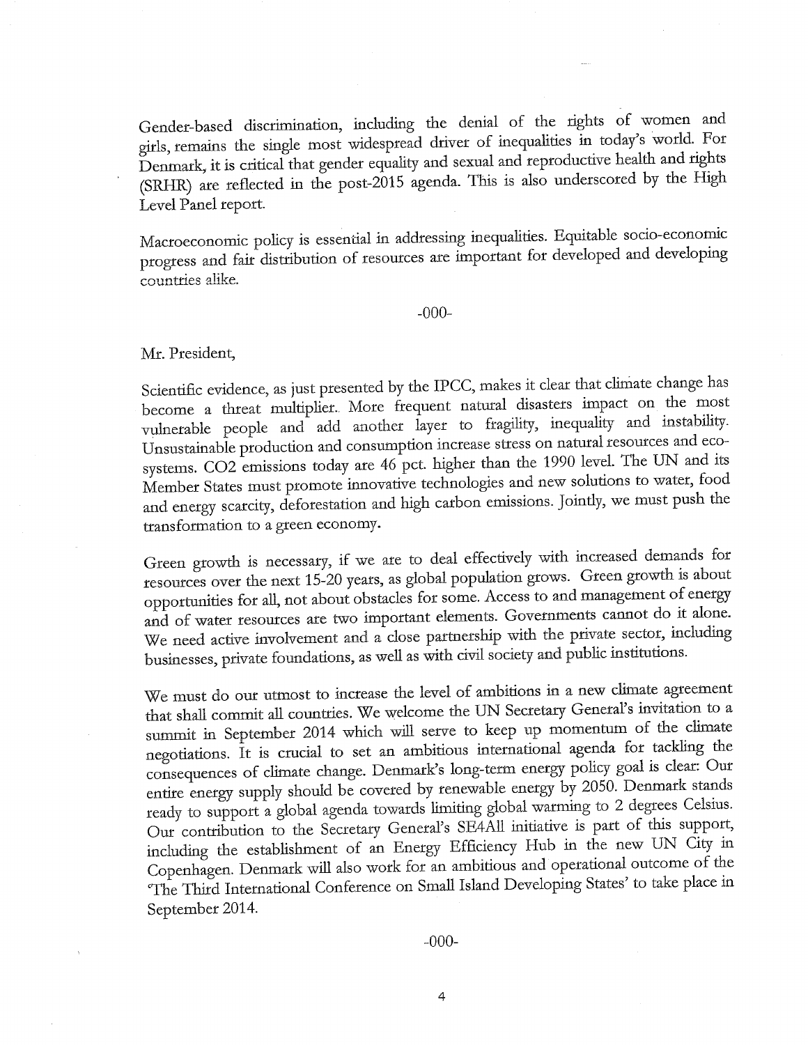Gender-based discrimination, including the denial of the rights of women and girls, remains the single most widespread driver of inequalities in today's world. For Denmark, it is critical that gender equality and sexual and reproductive health and rights (SRHR) are reflected in the post-2015 agenda. This is also underscored by the High Level Panel report.

Macroeconomic policy is essential in addressing inequalities. Equitable socio-economic progress and fair distribution of resources are important for developed and developing countries alike.

-000-

Mr. President,

Scientific evidence, as just presented by the IPCC, makes it clear that climate change has become a threat multiplier. More frequent natural disasters impact on the most vulnerable people and add another layer to fragility, inequality and instability. Unsustainable production and consumption increase stress on natural resources and eco-systems. $CO_2$ emissions today are 46 pct. higher than the 1990 level. The UN and its Member States must promote innovative technologies and new solutions to water, food and energy scarcity, deforestation and high carbon emissions. Jointly, we must push the transformation to a green economy.

Green growth is necessary, if we are to deal effectively with increased demands for resources over the next 15-20 years, as global population grows. Green growth is about opportunities for all, not about obstacles for some. Access to and management of energy and of water resources are two important elements. Governments cannot do it alone. We need active involvement and a close partnership with the private sector, including businesses, private foundations, as well as with civil society and public institutions.

We must do our utmost to increase the level of ambitions in a new climate agreement that shall commit all countries. We welcome the UN Secretary General's invitation to a summit in September 2014 which will serve to keep up momentum of the climate negotiations. It is crucial to set an ambitious international agenda for tackling the consequences of climate change. Denmark's long-term energy policy goal is clear: Our entire energy supply should be covered by renewable energy by 2050. Denmark stands ready to support a global agenda towards limiting global warming to 2 degrees Celsius. Our contribution to the Secretary General's SE4All initiative is part of this support, including the establishment of an Energy Efficiency Hub in the new UN City in Copenhagen. Denmark will also work for an ambitious and operational outcome of the 'The Third International Conference on Small Island Developing States' to take place in September 2014.

-000-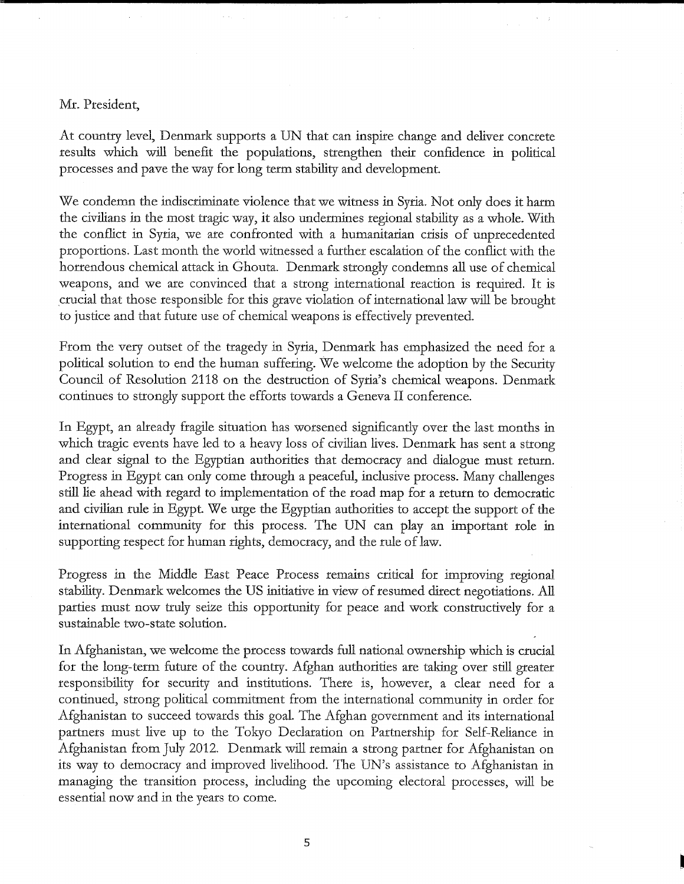Mr. President,

At country level, Denmark supports a UN that can inspire change and deliver concrete results which will benefit the populations, strengthen their confidence in political processes and pave the way for long term stability and development.

We condemn the indiscriminate violence that we witness in Syria. Not only does it harm the civilians in the most tragic way, it also undermines regional stability as a whole. With the conflict in Syria, we are confronted with a humanitarian crisis of unprecedented proportions. Last month the world witnessed a further escalation of the conflict with the horrendous chemical attack in Ghouta. Denmark strongly condemns all use of chemical weapons, and we are convinced that a strong international reaction is required. It is crucial that those responsible for this grave violation of international law will be brought to justice and that future use of chemical weapons is effectively prevented.

From the very outset of the tragedy in Syria, Denmark has emphasized the need for a political solution to end the human suffering. We welcome the adoption by the Security Council of Resolution 2118 on the destruction of Syria's chemical weapons. Denmark continues to strongly support the efforts towards a Geneva II conference.

In Egypt, an already fragile situation has worsened significantly over the last months in which tragic events have led to a heavy loss of civilian lives. Denmark has sent a strong and clear signal to the Egyptian authorities that democracy and dialogue must return. Progress in Egypt can only come through a peaceful, inclusive process. Many challenges still lie ahead with regard to implementation of the road map for a return to democratic and civilian rule in Egypt. We urge the Egyptian authorities to accept the support of the international community for this process. The UN can play an important role in supporting respect for human rights, democracy, and the rule of law.

Progress in the Middle East Peace Process remains critical for improving regional stability. Denmark welcomes the US initiative in view of resumed direct negotiations. All parties must now truly seize this opportunity for peace and work constructively for a sustainable two-state solution.

In Afghanistan, we welcome the process towards full national ownership which is crucial for the long-term future of the country. Afghan authorities are taking over still greater responsibility for security and institutions. There is, however, a clear need for a continued, strong political commitment from the international community in order for Afghanistan to succeed towards this goal. The Afghan government and its international partners must live up to the Tokyo Declaration on Partnership for Self-Reliance in Afghanistan from July 2012. Denmark will remain a strong partner for Afghanistan on its way to democracy and improved livelihood. The UN's assistance to Afghanistan in managing the transition process, including the upcoming electoral processes, will be essential now and in the years to come.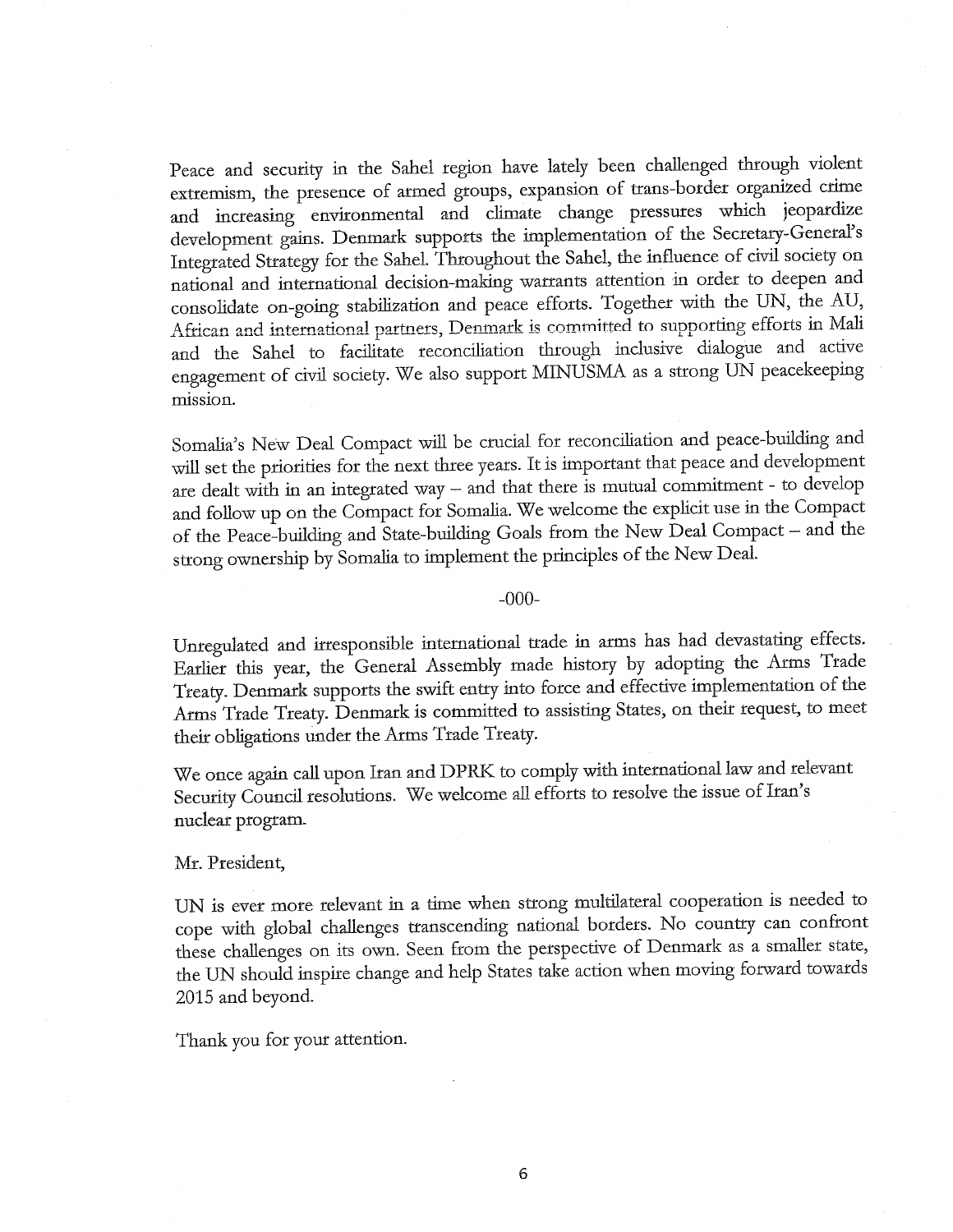Peace and security in the Sahel region have lately been challenged through violent extremism, the presence of armed groups, expansion of trans-border organized crime and increasing environmental and climate change pressures which jeopardize development gains. Denmark supports the implementation of the Secretary-General's Integrated Strategy for the Sahel. Throughout the Sahel, the influence of civil society on national and international decision-making warrants attention in order to deepen and consolidate on-going stabilization and peace efforts. Together with the UN, the AU, African and international partners, Denmark is committed to supporting efforts in Mali and the Sahel to facilitate reconciliation through inclusive dialogue and active engagement of civil society. We also support MINUSMA as a strong UN peacekeeping mission.

Somalia's New Deal Compact will be crucial for reconciliation and peace-building and will set the priorities for the next three years. It is important that peace and development are dealt with in an integrated way – and that there is mutual commitment - to develop and follow up on the Compact for Somalia. We welcome the explicit use in the Compact of the Peace-building and State-building Goals from the New Deal Compact – and the strong ownership by Somalia to implement the principles of the New Deal.

-000-

Unregulated and irresponsible international trade in arms has had devastating effects. Earlier this year, the General Assembly made history by adopting the Arms Trade Treaty. Denmark supports the swift entry into force and effective implementation of the Arms Trade Treaty. Denmark is committed to assisting States, on their request, to meet their obligations under the Arms Trade Treaty.

We once again call upon Iran and DPRK to comply with international law and relevant Security Council resolutions. We welcome all efforts to resolve the issue of Iran's nuclear program.

Mr. President,

UN is ever more relevant in a time when strong multilateral cooperation is needed to cope with global challenges transcending national borders. No country can confront these challenges on its own. Seen from the perspective of Denmark as a smaller state, the UN should inspire change and help States take action when moving forward towards 2015 and beyond.

Thank you for your attention.